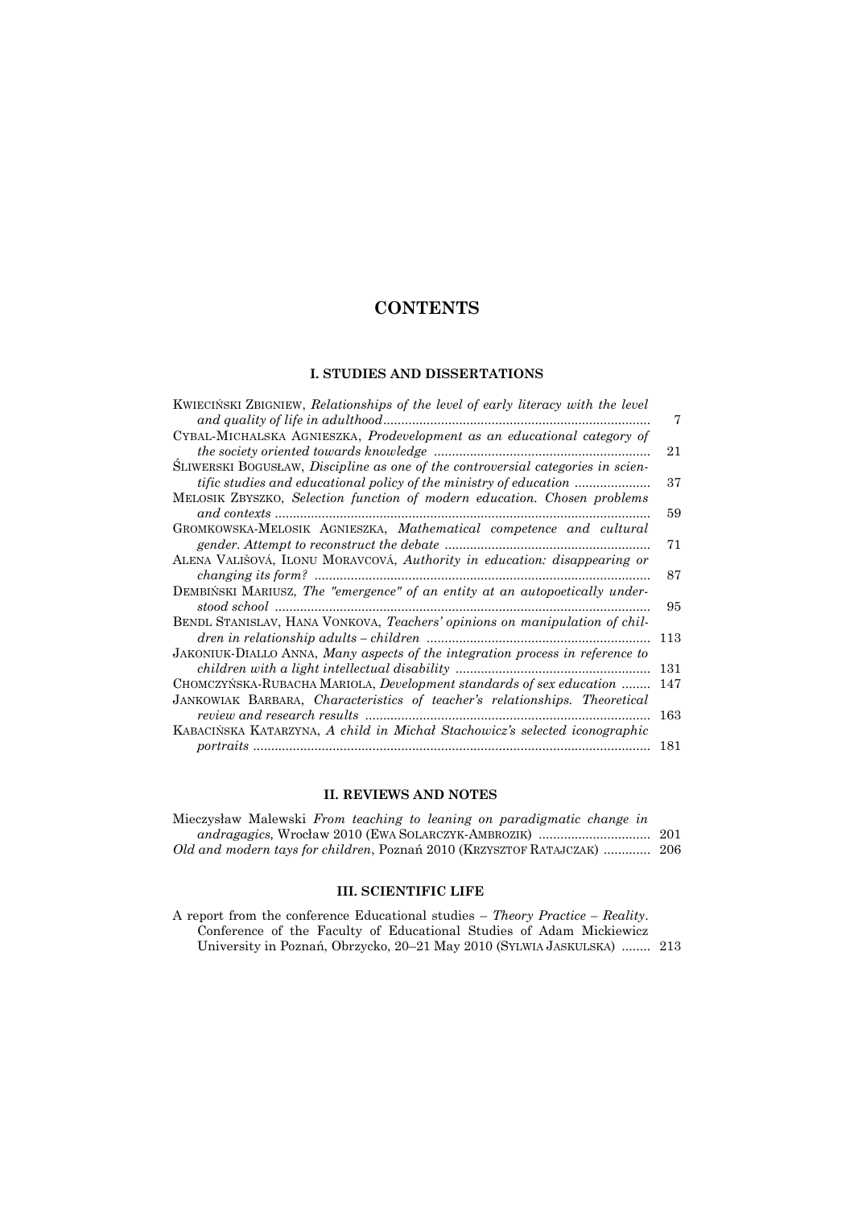# CONTENTS

## I. STUDIES AND DISSERTATIONS

KWIECIŃSKI ZBIGNIEW, *Relationships of the level of early literacy with the level and quality of life in adulthood* ... 7

CYBAL-MICHALSKA AGNIESZKA, *Prodevelopment as an educational category of the society oriented towards knowledge* ... 21

ŚLIWERSKI BOGUSŁAW, *Discipline as one of the controversial categories in scientific studies and educational policy of the ministry of education* ... 37

MELOSIK ZBYSZKO, *Selection function of modern education. Chosen problems and contexts* ... 59

GROMKOWSKA-MELOSIK AGNIESZKA, *Mathematical competence and cultural gender. Attempt to reconstruct the debate* ... 71

ALENA VALIŠOVÁ, ILONU MORAVCOVÁ, *Authority in education: disappearing or changing its form?* ... 87

DEMBIŃSKI MARIUSZ, *The "emergence" of an entity at an autopoetically understood school* ... 95

BENDL STANISLAV, HANA VONKOVA, *Teachers' opinions on manipulation of children in relationship adults – children* ... 113

JAKONIUK-DIALLO ANNA, *Many aspects of the integration process in reference to children with a light intellectual disability* ... 131

CHOMCZYŃSKA-RUBACHA MARIOLA, *Development standards of sex education* ... 147

JANKOWIAK BARBARA, *Characteristics of teacher's relationships. Theoretical review and research results* ... 163

KABACIŃSKA KATARZYNA, *A child in Michał Stachowicz's selected iconographic portraits* ... 181

## II. REVIEWS AND NOTES

Mieczysław Malewski *From teaching to leaning on paradigmatic change in andragagics,* Wrocław 2010 (EWA SOLARCZYK-AMBROZIK) ... 201

*Old and modern tays for children*, Poznań 2010 (KRZYSZTOF RATAJCZAK) ... 206

## III. SCIENTIFIC LIFE

A report from the conference Educational studies – *Theory Practice – Reality*. Conference of the Faculty of Educational Studies of Adam Mickiewicz University in Poznań, Obrzycko, 20–21 May 2010 (SYLWIA JASKULSKA) ... 213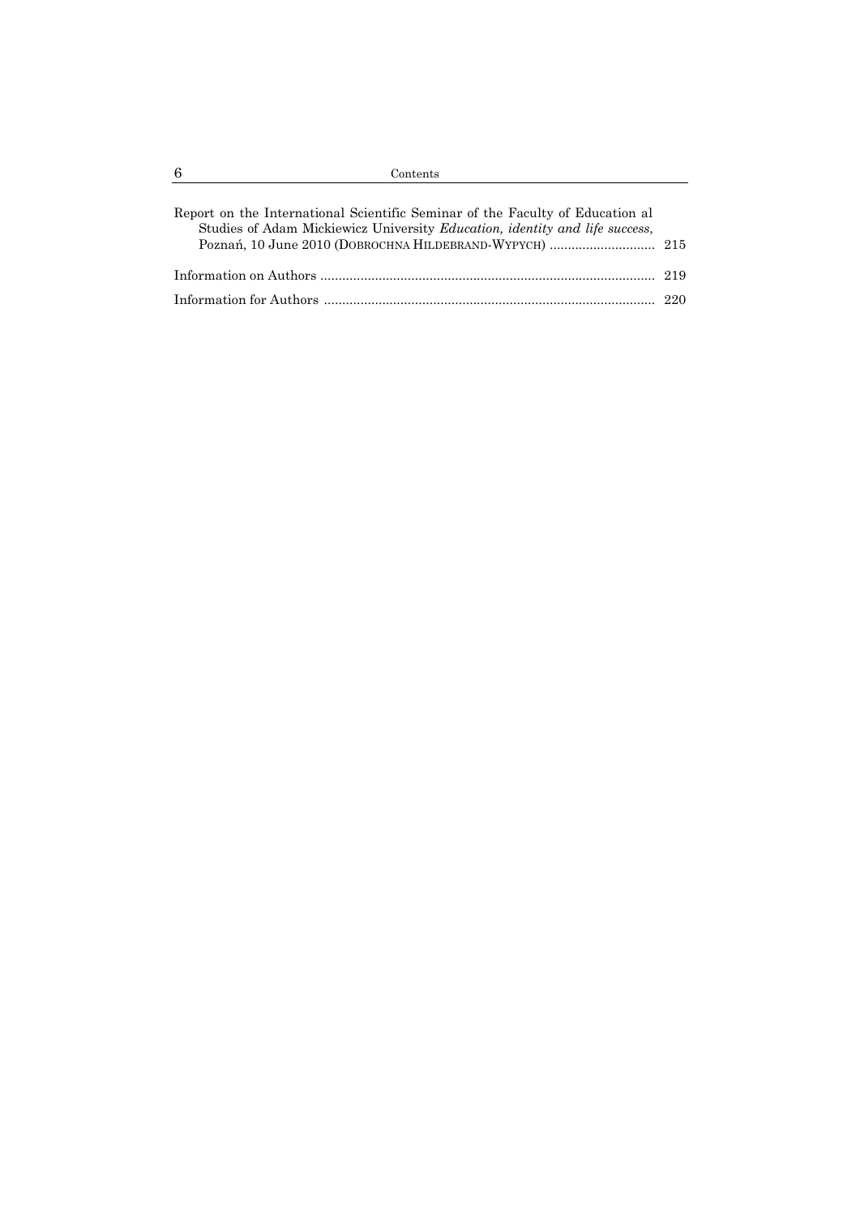Report on the International Scientific Seminar of the Faculty of Education al Studies of Adam Mickiewicz University *Education, identity and life success*, Poznań, 10 June 2010 (DOBROCHNA HILDEBRAND-WYPYCH) ............................ 215

Information on Authors ........................................................................................ 219

Information for Authors ........................................................................................ 220